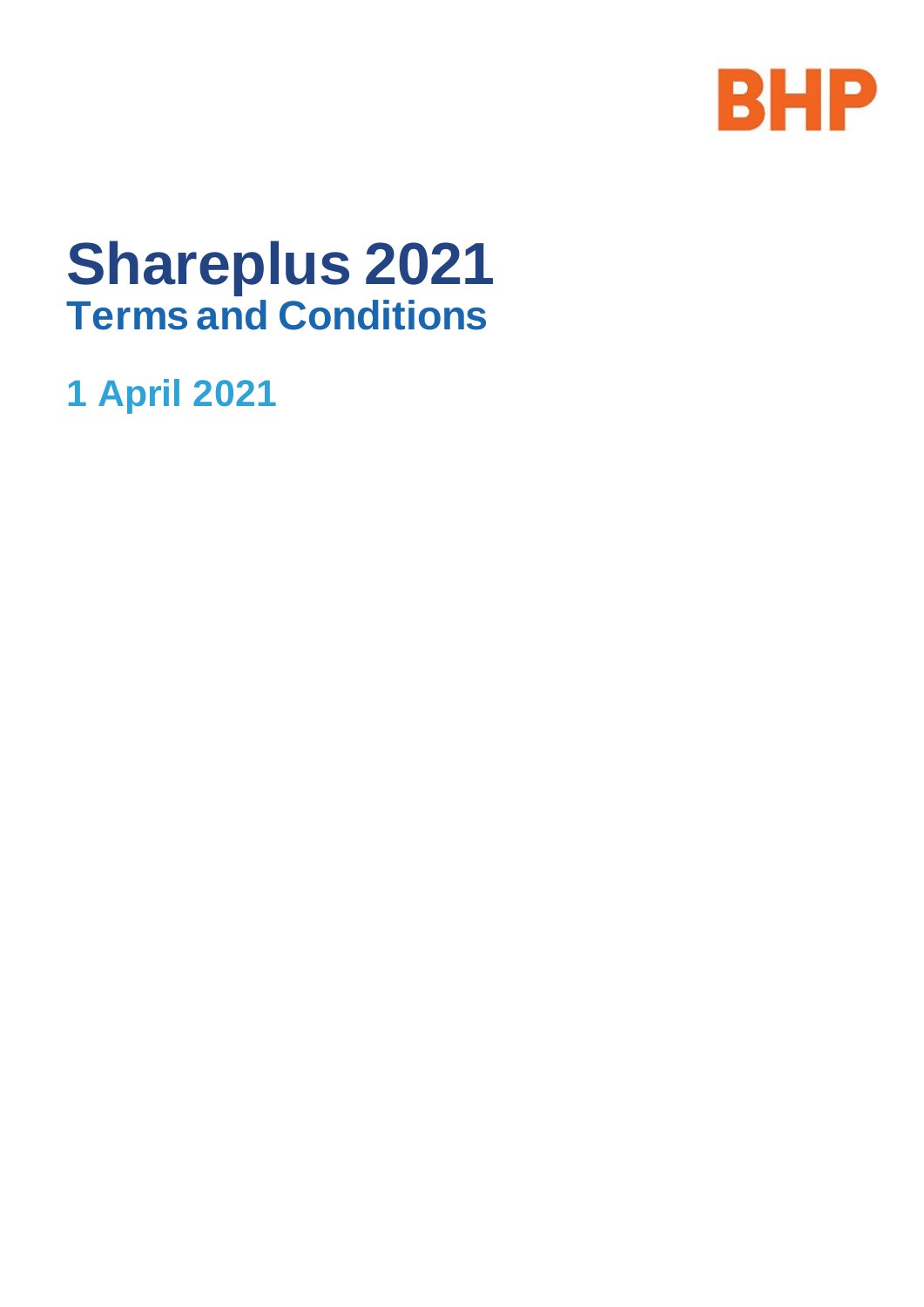BHP

# Shareplus 2021

## Terms and Conditions

### 1 April 2021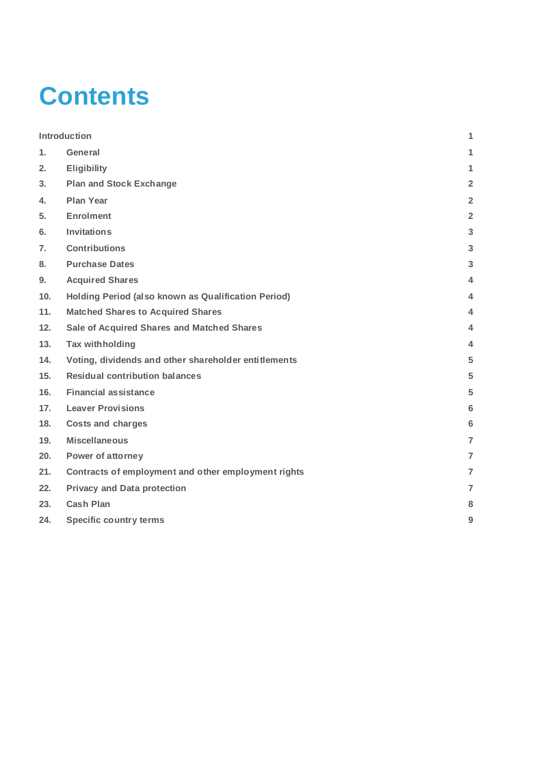# Contents

| | | |
|---|---|---|
| Introduction | | 1 |
| 1. | General | 1 |
| 2. | Eligibility | 1 |
| 3. | Plan and Stock Exchange | 2 |
| 4. | Plan Year | 2 |
| 5. | Enrolment | 2 |
| 6. | Invitations | 3 |
| 7. | Contributions | 3 |
| 8. | Purchase Dates | 3 |
| 9. | Acquired Shares | 4 |
| 10. | Holding Period (also known as Qualification Period) | 4 |
| 11. | Matched Shares to Acquired Shares | 4 |
| 12. | Sale of Acquired Shares and Matched Shares | 4 |
| 13. | Tax withholding | 4 |
| 14. | Voting, dividends and other shareholder entitlements | 5 |
| 15. | Residual contribution balances | 5 |
| 16. | Financial assistance | 5 |
| 17. | Leaver Provisions | 6 |
| 18. | Costs and charges | 6 |
| 19. | Miscellaneous | 7 |
| 20. | Power of attorney | 7 |
| 21. | Contracts of employment and other employment rights | 7 |
| 22. | Privacy and Data protection | 7 |
| 23. | Cash Plan | 8 |
| 24. | Specific country terms | 9 |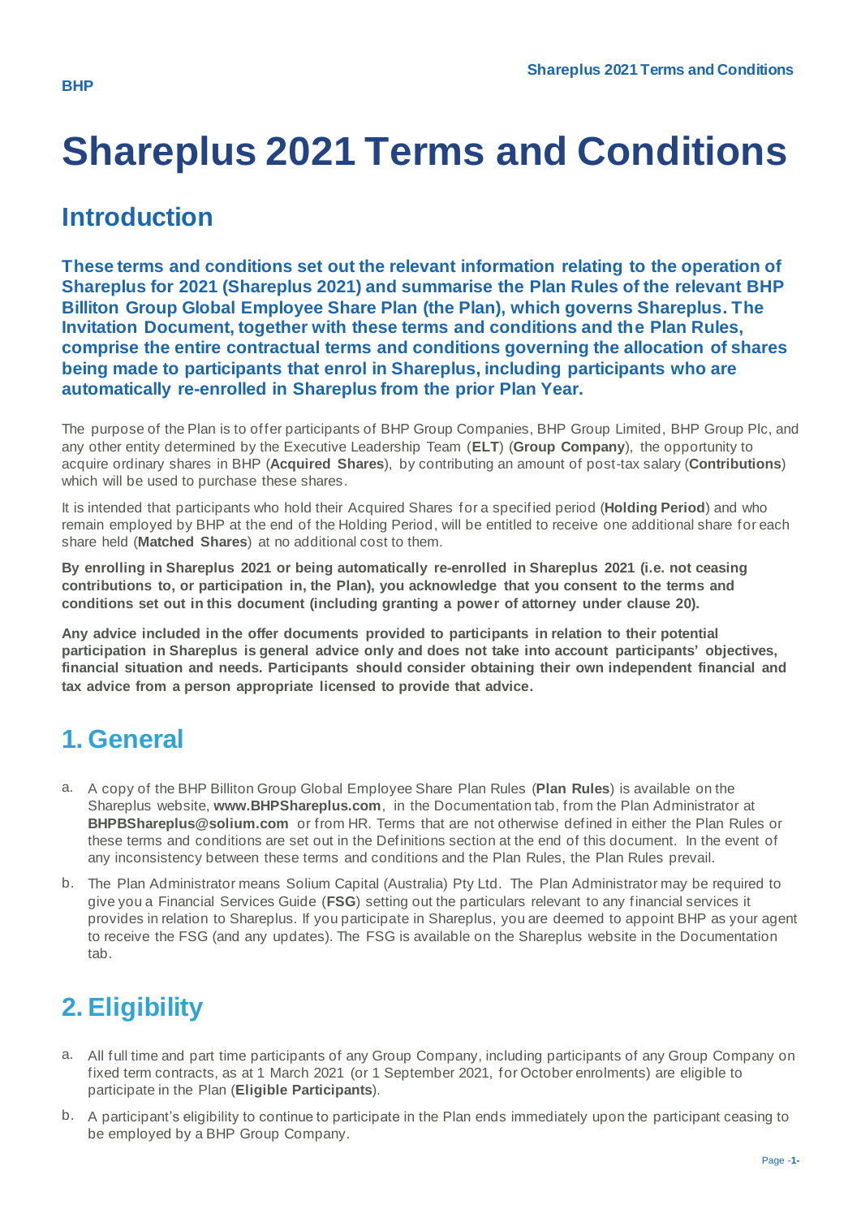# Shareplus 2021 Terms and Conditions

## Introduction

**These terms and conditions set out the relevant information relating to the operation of Shareplus for 2021 (Shareplus 2021) and summarise the Plan Rules of the relevant BHP Billiton Group Global Employee Share Plan (the Plan), which governs Shareplus. The Invitation Document, together with these terms and conditions and the Plan Rules, comprise the entire contractual terms and conditions governing the allocation of shares being made to participants that enrol in Shareplus, including participants who are automatically re-enrolled in Shareplus from the prior Plan Year.**

The purpose of the Plan is to offer participants of BHP Group Companies, BHP Group Limited, BHP Group Plc, and any other entity determined by the Executive Leadership Team (**ELT**) (**Group Company**), the opportunity to acquire ordinary shares in BHP (**Acquired Shares**), by contributing an amount of post-tax salary (**Contributions**) which will be used to purchase these shares.

It is intended that participants who hold their Acquired Shares for a specified period (**Holding Period**) and who remain employed by BHP at the end of the Holding Period, will be entitled to receive one additional share for each share held (**Matched Shares**) at no additional cost to them.

**By enrolling in Shareplus 2021 or being automatically re-enrolled in Shareplus 2021 (i.e. not ceasing contributions to, or participation in, the Plan), you acknowledge that you consent to the terms and conditions set out in this document (including granting a power of attorney under clause 20).**

**Any advice included in the offer documents provided to participants in relation to their potential participation in Shareplus is general advice only and does not take into account participants' objectives, financial situation and needs. Participants should consider obtaining their own independent financial and tax advice from a person appropriate licensed to provide that advice.**

## 1. General

a. A copy of the BHP Billiton Group Global Employee Share Plan Rules (**Plan Rules**) is available on the Shareplus website, **www.BHPShareplus.com**, in the Documentation tab, from the Plan Administrator at **BHPBShareplus@solium.com** or from HR. Terms that are not otherwise defined in either the Plan Rules or these terms and conditions are set out in the Definitions section at the end of this document. In the event of any inconsistency between these terms and conditions and the Plan Rules, the Plan Rules prevail.

b. The Plan Administrator means Solium Capital (Australia) Pty Ltd. The Plan Administrator may be required to give you a Financial Services Guide (**FSG**) setting out the particulars relevant to any financial services it provides in relation to Shareplus. If you participate in Shareplus, you are deemed to appoint BHP as your agent to receive the FSG (and any updates). The FSG is available on the Shareplus website in the Documentation tab.

## 2. Eligibility

a. All full time and part time participants of any Group Company, including participants of any Group Company on fixed term contracts, as at 1 March 2021 (or 1 September 2021, for October enrolments) are eligible to participate in the Plan (**Eligible Participants**).

b. A participant's eligibility to continue to participate in the Plan ends immediately upon the participant ceasing to be employed by a BHP Group Company.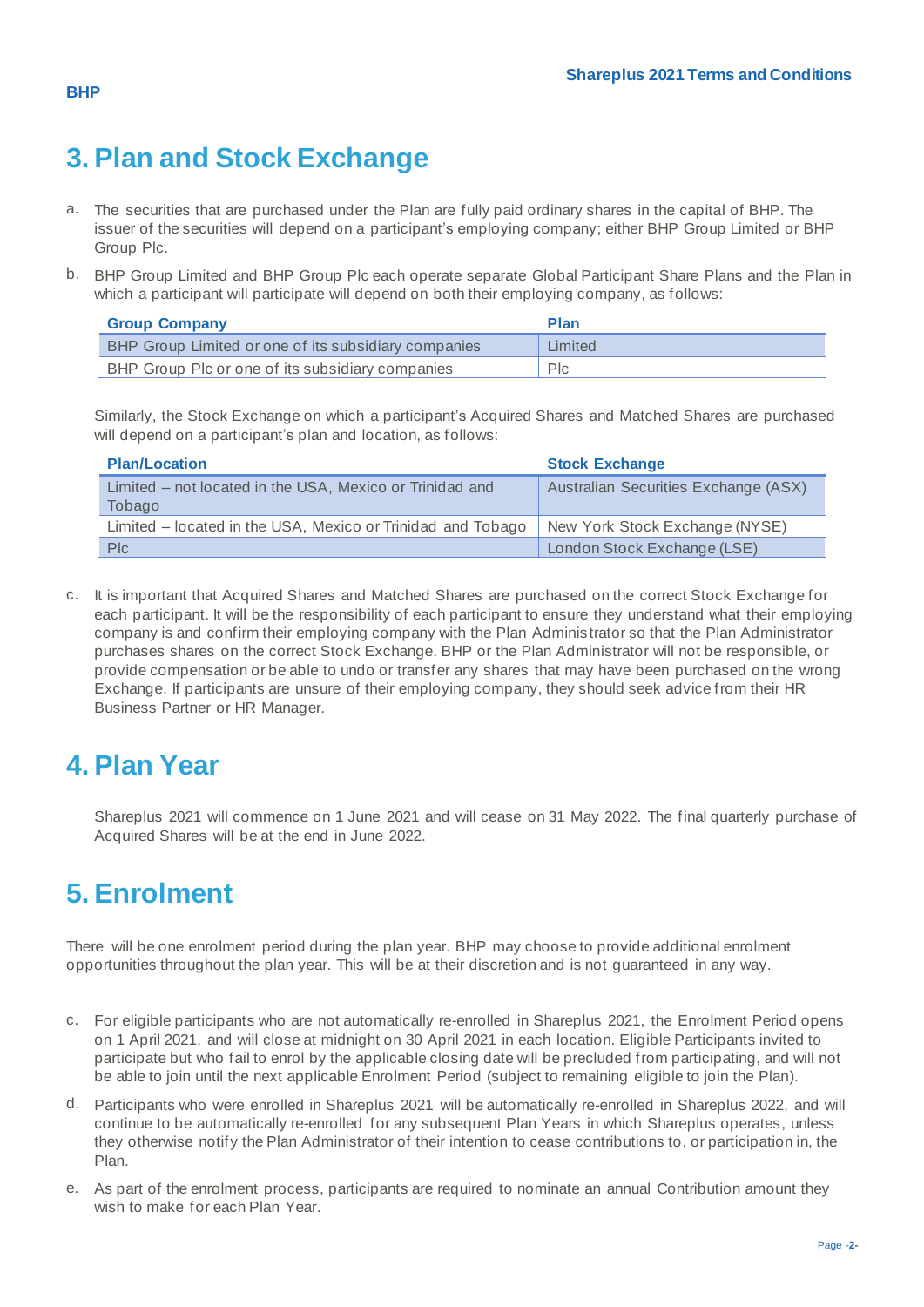# 3. Plan and Stock Exchange

a. The securities that are purchased under the Plan are fully paid ordinary shares in the capital of BHP. The issuer of the securities will depend on a participant's employing company; either BHP Group Limited or BHP Group Plc.

b. BHP Group Limited and BHP Group Plc each operate separate Global Participant Share Plans and the Plan in which a participant will participate will depend on both their employing company, as follows:

| Group Company | Plan |
|---|---|
| BHP Group Limited or one of its subsidiary companies | Limited |
| BHP Group Plc or one of its subsidiary companies | Plc |

Similarly, the Stock Exchange on which a participant's Acquired Shares and Matched Shares are purchased will depend on a participant's plan and location, as follows:

| Plan/Location | Stock Exchange |
|---|---|
| Limited – not located in the USA, Mexico or Trinidad and Tobago | Australian Securities Exchange (ASX) |
| Limited – located in the USA, Mexico or Trinidad and Tobago | New York Stock Exchange (NYSE) |
| Plc | London Stock Exchange (LSE) |

c. It is important that Acquired Shares and Matched Shares are purchased on the correct Stock Exchange for each participant. It will be the responsibility of each participant to ensure they understand what their employing company is and confirm their employing company with the Plan Administrator so that the Plan Administrator purchases shares on the correct Stock Exchange. BHP or the Plan Administrator will not be responsible, or provide compensation or be able to undo or transfer any shares that may have been purchased on the wrong Exchange. If participants are unsure of their employing company, they should seek advice from their HR Business Partner or HR Manager.

# 4. Plan Year

Shareplus 2021 will commence on 1 June 2021 and will cease on 31 May 2022. The final quarterly purchase of Acquired Shares will be at the end in June 2022.

# 5. Enrolment

There will be one enrolment period during the plan year. BHP may choose to provide additional enrolment opportunities throughout the plan year. This will be at their discretion and is not guaranteed in any way.

c. For eligible participants who are not automatically re-enrolled in Shareplus 2021, the Enrolment Period opens on 1 April 2021, and will close at midnight on 30 April 2021 in each location. Eligible Participants invited to participate but who fail to enrol by the applicable closing date will be precluded from participating, and will not be able to join until the next applicable Enrolment Period (subject to remaining eligible to join the Plan).

d. Participants who were enrolled in Shareplus 2021 will be automatically re-enrolled in Shareplus 2022, and will continue to be automatically re-enrolled for any subsequent Plan Years in which Shareplus operates, unless they otherwise notify the Plan Administrator of their intention to cease contributions to, or participation in, the Plan.

e. As part of the enrolment process, participants are required to nominate an annual Contribution amount they wish to make for each Plan Year.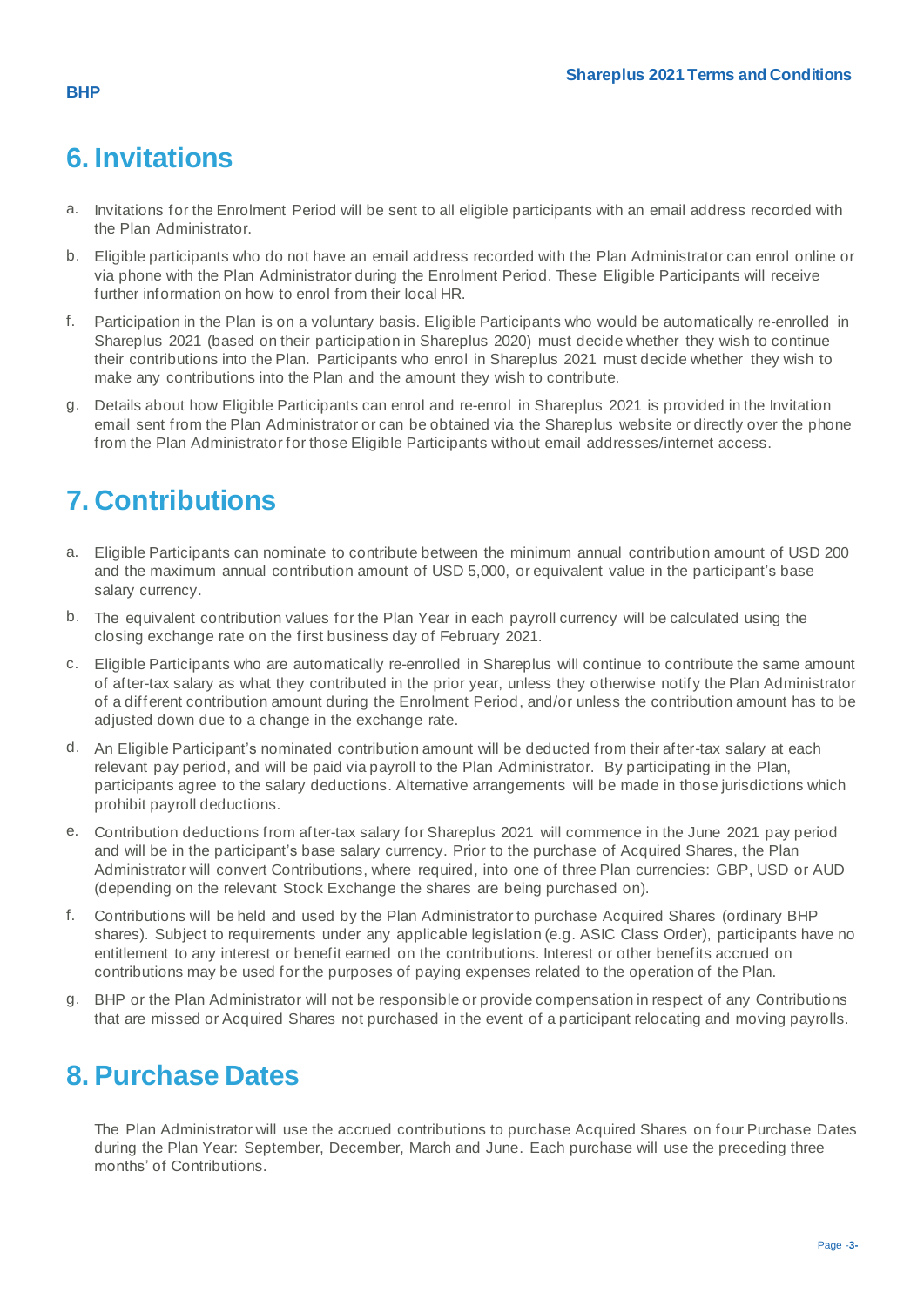# 6. Invitations

a. Invitations for the Enrolment Period will be sent to all eligible participants with an email address recorded with the Plan Administrator.

b. Eligible participants who do not have an email address recorded with the Plan Administrator can enrol online or via phone with the Plan Administrator during the Enrolment Period. These Eligible Participants will receive further information on how to enrol from their local HR.

f. Participation in the Plan is on a voluntary basis. Eligible Participants who would be automatically re-enrolled in Shareplus 2021 (based on their participation in Shareplus 2020) must decide whether they wish to continue their contributions into the Plan. Participants who enrol in Shareplus 2021 must decide whether they wish to make any contributions into the Plan and the amount they wish to contribute.

g. Details about how Eligible Participants can enrol and re-enrol in Shareplus 2021 is provided in the Invitation email sent from the Plan Administrator or can be obtained via the Shareplus website or directly over the phone from the Plan Administrator for those Eligible Participants without email addresses/internet access.

# 7. Contributions

a. Eligible Participants can nominate to contribute between the minimum annual contribution amount of USD 200 and the maximum annual contribution amount of USD 5,000, or equivalent value in the participant's base salary currency.

b. The equivalent contribution values for the Plan Year in each payroll currency will be calculated using the closing exchange rate on the first business day of February 2021.

c. Eligible Participants who are automatically re-enrolled in Shareplus will continue to contribute the same amount of after-tax salary as what they contributed in the prior year, unless they otherwise notify the Plan Administrator of a different contribution amount during the Enrolment Period, and/or unless the contribution amount has to be adjusted down due to a change in the exchange rate.

d. An Eligible Participant's nominated contribution amount will be deducted from their after-tax salary at each relevant pay period, and will be paid via payroll to the Plan Administrator. By participating in the Plan, participants agree to the salary deductions. Alternative arrangements will be made in those jurisdictions which prohibit payroll deductions.

e. Contribution deductions from after-tax salary for Shareplus 2021 will commence in the June 2021 pay period and will be in the participant's base salary currency. Prior to the purchase of Acquired Shares, the Plan Administrator will convert Contributions, where required, into one of three Plan currencies: GBP, USD or AUD (depending on the relevant Stock Exchange the shares are being purchased on).

f. Contributions will be held and used by the Plan Administrator to purchase Acquired Shares (ordinary BHP shares). Subject to requirements under any applicable legislation (e.g. ASIC Class Order), participants have no entitlement to any interest or benefit earned on the contributions. Interest or other benefits accrued on contributions may be used for the purposes of paying expenses related to the operation of the Plan.

g. BHP or the Plan Administrator will not be responsible or provide compensation in respect of any Contributions that are missed or Acquired Shares not purchased in the event of a participant relocating and moving payrolls.

# 8. Purchase Dates

The Plan Administrator will use the accrued contributions to purchase Acquired Shares on four Purchase Dates during the Plan Year: September, December, March and June. Each purchase will use the preceding three months' of Contributions.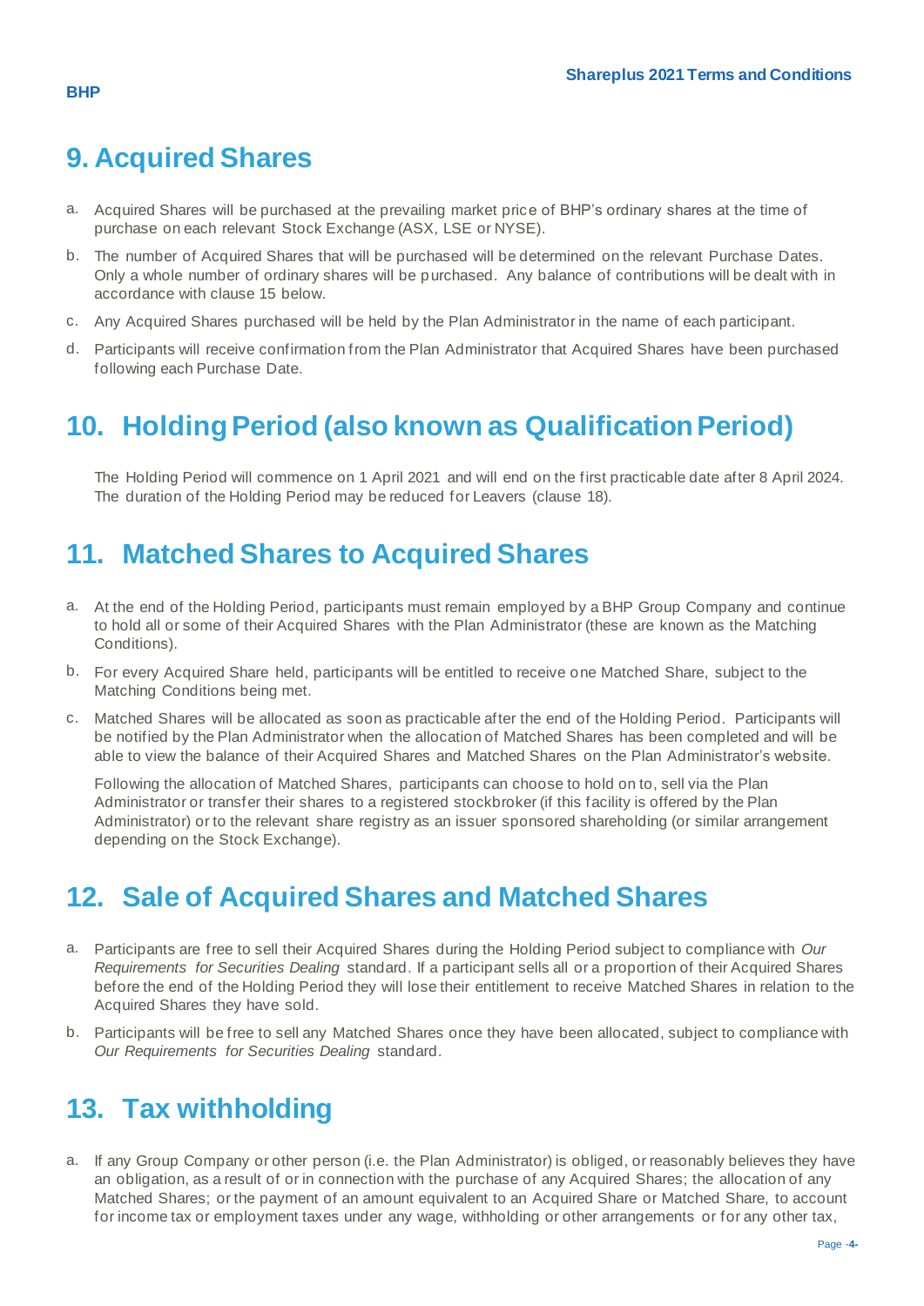## 9. Acquired Shares

a. Acquired Shares will be purchased at the prevailing market price of BHP's ordinary shares at the time of purchase on each relevant Stock Exchange (ASX, LSE or NYSE).

b. The number of Acquired Shares that will be purchased will be determined on the relevant Purchase Dates. Only a whole number of ordinary shares will be purchased. Any balance of contributions will be dealt with in accordance with clause 15 below.

c. Any Acquired Shares purchased will be held by the Plan Administrator in the name of each participant.

d. Participants will receive confirmation from the Plan Administrator that Acquired Shares have been purchased following each Purchase Date.

## 10. Holding Period (also known as Qualification Period)

The Holding Period will commence on 1 April 2021 and will end on the first practicable date after 8 April 2024. The duration of the Holding Period may be reduced for Leavers (clause 18).

## 11. Matched Shares to Acquired Shares

a. At the end of the Holding Period, participants must remain employed by a BHP Group Company and continue to hold all or some of their Acquired Shares with the Plan Administrator (these are known as the Matching Conditions).

b. For every Acquired Share held, participants will be entitled to receive one Matched Share, subject to the Matching Conditions being met.

c. Matched Shares will be allocated as soon as practicable after the end of the Holding Period. Participants will be notified by the Plan Administrator when the allocation of Matched Shares has been completed and will be able to view the balance of their Acquired Shares and Matched Shares on the Plan Administrator's website.

   Following the allocation of Matched Shares, participants can choose to hold on to, sell via the Plan Administrator or transfer their shares to a registered stockbroker (if this facility is offered by the Plan Administrator) or to the relevant share registry as an issuer sponsored shareholding (or similar arrangement depending on the Stock Exchange).

## 12. Sale of Acquired Shares and Matched Shares

a. Participants are free to sell their Acquired Shares during the Holding Period subject to compliance with *Our Requirements for Securities Dealing* standard. If a participant sells all or a proportion of their Acquired Shares before the end of the Holding Period they will lose their entitlement to receive Matched Shares in relation to the Acquired Shares they have sold.

b. Participants will be free to sell any Matched Shares once they have been allocated, subject to compliance with *Our Requirements for Securities Dealing* standard.

## 13. Tax withholding

a. If any Group Company or other person (i.e. the Plan Administrator) is obliged, or reasonably believes they have an obligation, as a result of or in connection with the purchase of any Acquired Shares; the allocation of any Matched Shares; or the payment of an amount equivalent to an Acquired Share or Matched Share, to account for income tax or employment taxes under any wage, withholding or other arrangements or for any other tax,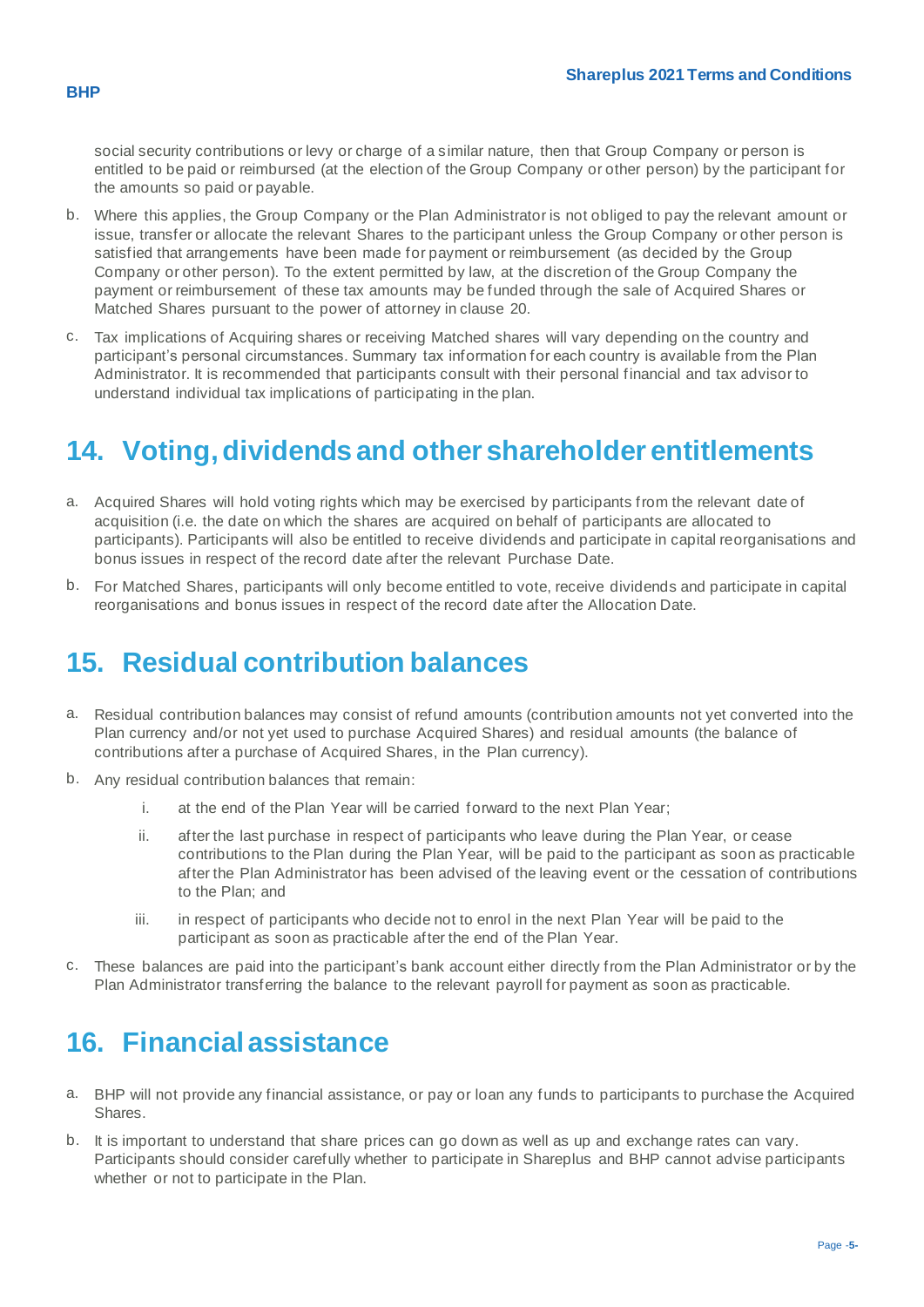social security contributions or levy or charge of a similar nature, then that Group Company or person is entitled to be paid or reimbursed (at the election of the Group Company or other person) by the participant for the amounts so paid or payable.

b. Where this applies, the Group Company or the Plan Administrator is not obliged to pay the relevant amount or issue, transfer or allocate the relevant Shares to the participant unless the Group Company or other person is satisfied that arrangements have been made for payment or reimbursement (as decided by the Group Company or other person). To the extent permitted by law, at the discretion of the Group Company the payment or reimbursement of these tax amounts may be funded through the sale of Acquired Shares or Matched Shares pursuant to the power of attorney in clause 20.

c. Tax implications of Acquiring shares or receiving Matched shares will vary depending on the country and participant's personal circumstances. Summary tax information for each country is available from the Plan Administrator. It is recommended that participants consult with their personal financial and tax advisor to understand individual tax implications of participating in the plan.

# 14. Voting, dividends and other shareholder entitlements

a. Acquired Shares will hold voting rights which may be exercised by participants from the relevant date of acquisition (i.e. the date on which the shares are acquired on behalf of participants are allocated to participants). Participants will also be entitled to receive dividends and participate in capital reorganisations and bonus issues in respect of the record date after the relevant Purchase Date.

b. For Matched Shares, participants will only become entitled to vote, receive dividends and participate in capital reorganisations and bonus issues in respect of the record date after the Allocation Date.

# 15. Residual contribution balances

a. Residual contribution balances may consist of refund amounts (contribution amounts not yet converted into the Plan currency and/or not yet used to purchase Acquired Shares) and residual amounts (the balance of contributions after a purchase of Acquired Shares, in the Plan currency).

b. Any residual contribution balances that remain:

   i. at the end of the Plan Year will be carried forward to the next Plan Year;

   ii. after the last purchase in respect of participants who leave during the Plan Year, or cease contributions to the Plan during the Plan Year, will be paid to the participant as soon as practicable after the Plan Administrator has been advised of the leaving event or the cessation of contributions to the Plan; and

   iii. in respect of participants who decide not to enrol in the next Plan Year will be paid to the participant as soon as practicable after the end of the Plan Year.

c. These balances are paid into the participant's bank account either directly from the Plan Administrator or by the Plan Administrator transferring the balance to the relevant payroll for payment as soon as practicable.

# 16. Financial assistance

a. BHP will not provide any financial assistance, or pay or loan any funds to participants to purchase the Acquired Shares.

b. It is important to understand that share prices can go down as well as up and exchange rates can vary. Participants should consider carefully whether to participate in Shareplus and BHP cannot advise participants whether or not to participate in the Plan.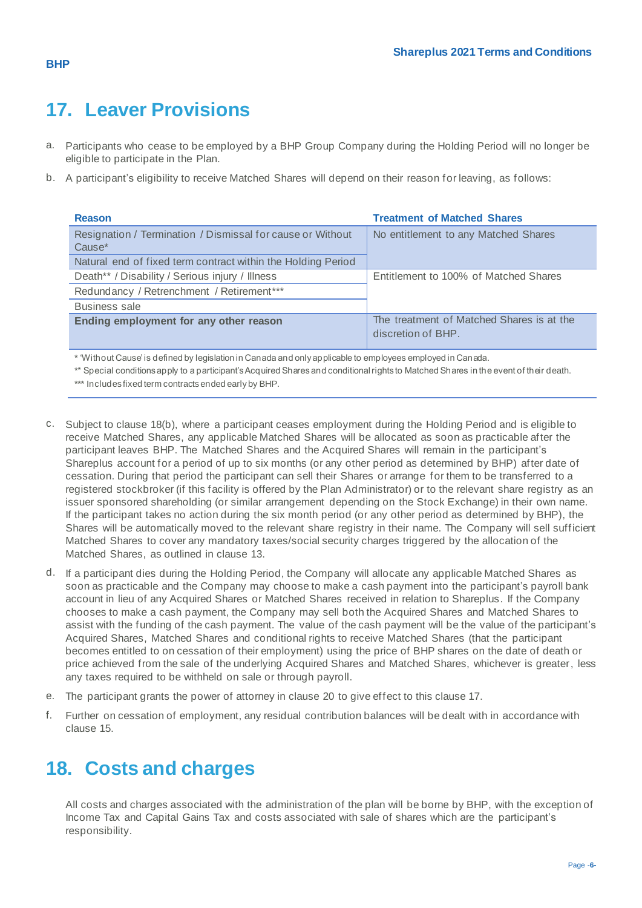## 17. Leaver Provisions

a. Participants who cease to be employed by a BHP Group Company during the Holding Period will no longer be eligible to participate in the Plan.

b. A participant's eligibility to receive Matched Shares will depend on their reason for leaving, as follows:

| Reason | Treatment of Matched Shares |
|---|---|
| Resignation / Termination / Dismissal for cause or Without Cause* | No entitlement to any Matched Shares |
| Natural end of fixed term contract within the Holding Period | |
| Death** / Disability / Serious injury / Illness | Entitlement to 100% of Matched Shares |
| Redundancy / Retrenchment / Retirement*** | |
| Business sale | |
| **Ending employment for any other reason** | The treatment of Matched Shares is at the discretion of BHP. |

* 'Without Cause' is defined by legislation in Canada and only applicable to employees employed in Canada.

** Special conditions apply to a participant's Acquired Shares and conditional rights to Matched Shares in the event of their death.

*** Includes fixed term contracts ended early by BHP.

c. Subject to clause 18(b), where a participant ceases employment during the Holding Period and is eligible to receive Matched Shares, any applicable Matched Shares will be allocated as soon as practicable after the participant leaves BHP. The Matched Shares and the Acquired Shares will remain in the participant's Shareplus account for a period of up to six months (or any other period as determined by BHP) after date of cessation. During that period the participant can sell their Shares or arrange for them to be transferred to a registered stockbroker (if this facility is offered by the Plan Administrator) or to the relevant share registry as an issuer sponsored shareholding (or similar arrangement depending on the Stock Exchange) in their own name. If the participant takes no action during the six month period (or any other period as determined by BHP), the Shares will be automatically moved to the relevant share registry in their name. The Company will sell sufficient Matched Shares to cover any mandatory taxes/social security charges triggered by the allocation of the Matched Shares, as outlined in clause 13.

d. If a participant dies during the Holding Period, the Company will allocate any applicable Matched Shares as soon as practicable and the Company may choose to make a cash payment into the participant's payroll bank account in lieu of any Acquired Shares or Matched Shares received in relation to Shareplus. If the Company chooses to make a cash payment, the Company may sell both the Acquired Shares and Matched Shares to assist with the funding of the cash payment. The value of the cash payment will be the value of the participant's Acquired Shares, Matched Shares and conditional rights to receive Matched Shares (that the participant becomes entitled to on cessation of their employment) using the price of BHP shares on the date of death or price achieved from the sale of the underlying Acquired Shares and Matched Shares, whichever is greater, less any taxes required to be withheld on sale or through payroll.

e. The participant grants the power of attorney in clause 20 to give effect to this clause 17.

f. Further on cessation of employment, any residual contribution balances will be dealt with in accordance with clause 15.

## 18. Costs and charges

All costs and charges associated with the administration of the plan will be borne by BHP, with the exception of Income Tax and Capital Gains Tax and costs associated with sale of shares which are the participant's responsibility.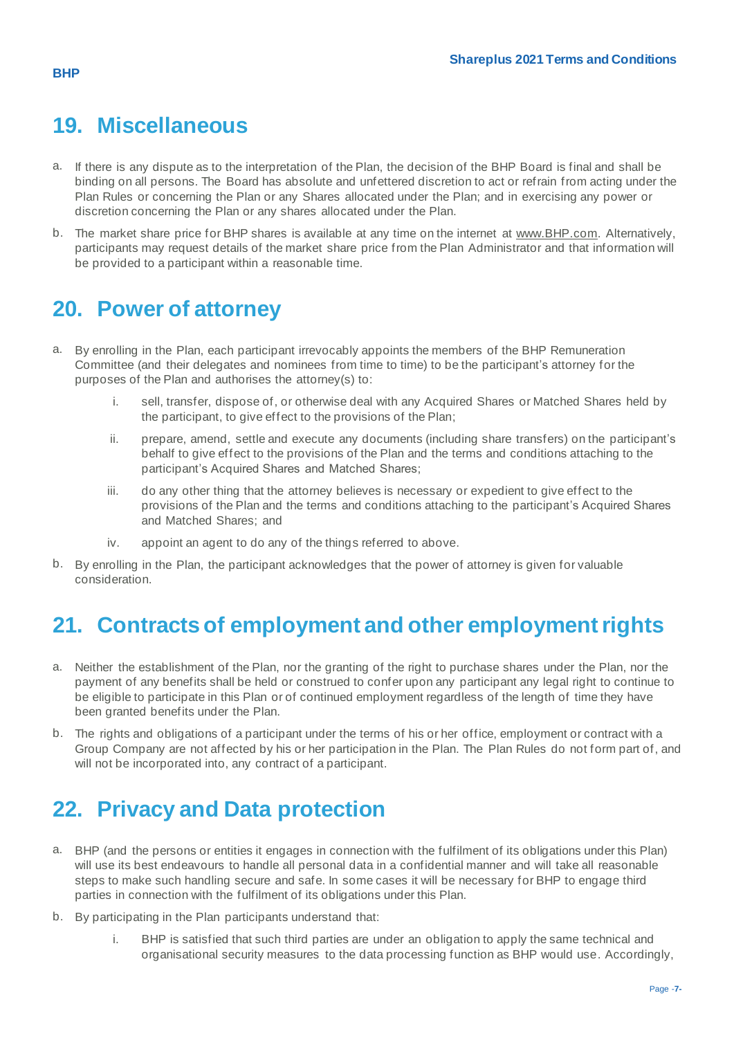## 19. Miscellaneous

a. If there is any dispute as to the interpretation of the Plan, the decision of the BHP Board is final and shall be binding on all persons. The Board has absolute and unfettered discretion to act or refrain from acting under the Plan Rules or concerning the Plan or any Shares allocated under the Plan; and in exercising any power or discretion concerning the Plan or any shares allocated under the Plan.

b. The market share price for BHP shares is available at any time on the internet at www.BHP.com. Alternatively, participants may request details of the market share price from the Plan Administrator and that information will be provided to a participant within a reasonable time.

## 20. Power of attorney

a. By enrolling in the Plan, each participant irrevocably appoints the members of the BHP Remuneration Committee (and their delegates and nominees from time to time) to be the participant's attorney for the purposes of the Plan and authorises the attorney(s) to:

   i. sell, transfer, dispose of, or otherwise deal with any Acquired Shares or Matched Shares held by the participant, to give effect to the provisions of the Plan;

   ii. prepare, amend, settle and execute any documents (including share transfers) on the participant's behalf to give effect to the provisions of the Plan and the terms and conditions attaching to the participant's Acquired Shares and Matched Shares;

   iii. do any other thing that the attorney believes is necessary or expedient to give effect to the provisions of the Plan and the terms and conditions attaching to the participant's Acquired Shares and Matched Shares; and

   iv. appoint an agent to do any of the things referred to above.

b. By enrolling in the Plan, the participant acknowledges that the power of attorney is given for valuable consideration.

## 21. Contracts of employment and other employment rights

a. Neither the establishment of the Plan, nor the granting of the right to purchase shares under the Plan, nor the payment of any benefits shall be held or construed to confer upon any participant any legal right to continue to be eligible to participate in this Plan or of continued employment regardless of the length of time they have been granted benefits under the Plan.

b. The rights and obligations of a participant under the terms of his or her office, employment or contract with a Group Company are not affected by his or her participation in the Plan. The Plan Rules do not form part of, and will not be incorporated into, any contract of a participant.

## 22. Privacy and Data protection

a. BHP (and the persons or entities it engages in connection with the fulfilment of its obligations under this Plan) will use its best endeavours to handle all personal data in a confidential manner and will take all reasonable steps to make such handling secure and safe. In some cases it will be necessary for BHP to engage third parties in connection with the fulfilment of its obligations under this Plan.

b. By participating in the Plan participants understand that:

   i. BHP is satisfied that such third parties are under an obligation to apply the same technical and organisational security measures to the data processing function as BHP would use. Accordingly,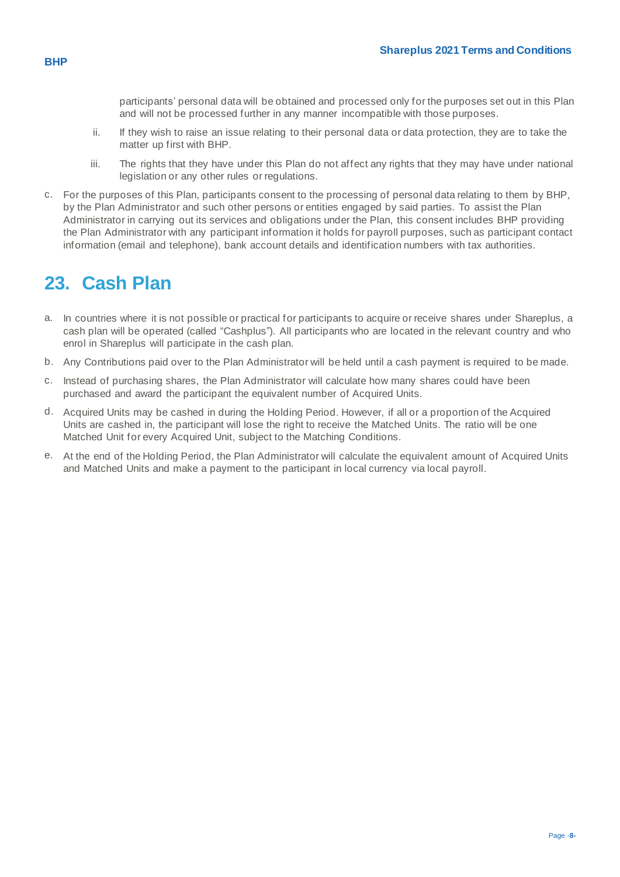participants' personal data will be obtained and processed only for the purposes set out in this Plan and will not be processed further in any manner incompatible with those purposes.

ii. If they wish to raise an issue relating to their personal data or data protection, they are to take the matter up first with BHP.

iii. The rights that they have under this Plan do not affect any rights that they may have under national legislation or any other rules or regulations.

c. For the purposes of this Plan, participants consent to the processing of personal data relating to them by BHP, by the Plan Administrator and such other persons or entities engaged by said parties. To assist the Plan Administrator in carrying out its services and obligations under the Plan, this consent includes BHP providing the Plan Administrator with any participant information it holds for payroll purposes, such as participant contact information (email and telephone), bank account details and identification numbers with tax authorities.

# 23. Cash Plan

a. In countries where it is not possible or practical for participants to acquire or receive shares under Shareplus, a cash plan will be operated (called "Cashplus"). All participants who are located in the relevant country and who enrol in Shareplus will participate in the cash plan.

b. Any Contributions paid over to the Plan Administrator will be held until a cash payment is required to be made.

c. Instead of purchasing shares, the Plan Administrator will calculate how many shares could have been purchased and award the participant the equivalent number of Acquired Units.

d. Acquired Units may be cashed in during the Holding Period. However, if all or a proportion of the Acquired Units are cashed in, the participant will lose the right to receive the Matched Units. The ratio will be one Matched Unit for every Acquired Unit, subject to the Matching Conditions.

e. At the end of the Holding Period, the Plan Administrator will calculate the equivalent amount of Acquired Units and Matched Units and make a payment to the participant in local currency via local payroll.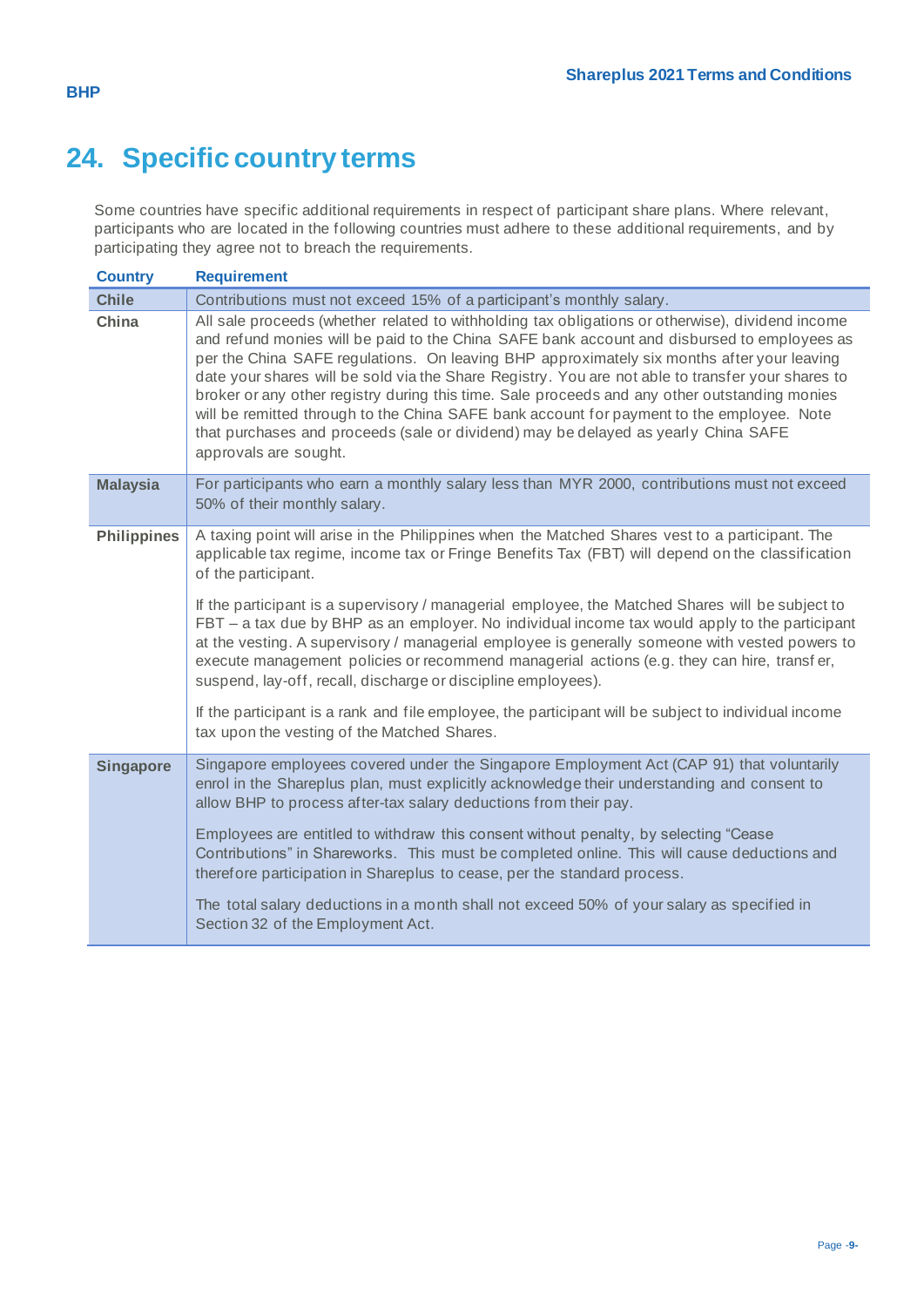# 24. Specific country terms

Some countries have specific additional requirements in respect of participant share plans. Where relevant, participants who are located in the following countries must adhere to these additional requirements, and by participating they agree not to breach the requirements.

| Country | Requirement |
|---|---|
| **Chile** | Contributions must not exceed 15% of a participant's monthly salary. |
| **China** | All sale proceeds (whether related to withholding tax obligations or otherwise), dividend income and refund monies will be paid to the China SAFE bank account and disbursed to employees as per the China SAFE regulations. On leaving BHP approximately six months after your leaving date your shares will be sold via the Share Registry. You are not able to transfer your shares to broker or any other registry during this time. Sale proceeds and any other outstanding monies will be remitted through to the China SAFE bank account for payment to the employee. Note that purchases and proceeds (sale or dividend) may be delayed as yearly China SAFE approvals are sought. |
| **Malaysia** | For participants who earn a monthly salary less than MYR 2000, contributions must not exceed 50% of their monthly salary. |
| **Philippines** | A taxing point will arise in the Philippines when the Matched Shares vest to a participant. The applicable tax regime, income tax or Fringe Benefits Tax (FBT) will depend on the classification of the participant.<br><br>If the participant is a supervisory / managerial employee, the Matched Shares will be subject to FBT – a tax due by BHP as an employer. No individual income tax would apply to the participant at the vesting. A supervisory / managerial employee is generally someone with vested powers to execute management policies or recommend managerial actions (e.g. they can hire, transfer, suspend, lay-off, recall, discharge or discipline employees).<br><br>If the participant is a rank and file employee, the participant will be subject to individual income tax upon the vesting of the Matched Shares. |
| **Singapore** | Singapore employees covered under the Singapore Employment Act (CAP 91) that voluntarily enrol in the Shareplus plan, must explicitly acknowledge their understanding and consent to allow BHP to process after-tax salary deductions from their pay.<br><br>Employees are entitled to withdraw this consent without penalty, by selecting "Cease Contributions" in Shareworks. This must be completed online. This will cause deductions and therefore participation in Shareplus to cease, per the standard process.<br><br>The total salary deductions in a month shall not exceed 50% of your salary as specified in Section 32 of the Employment Act. |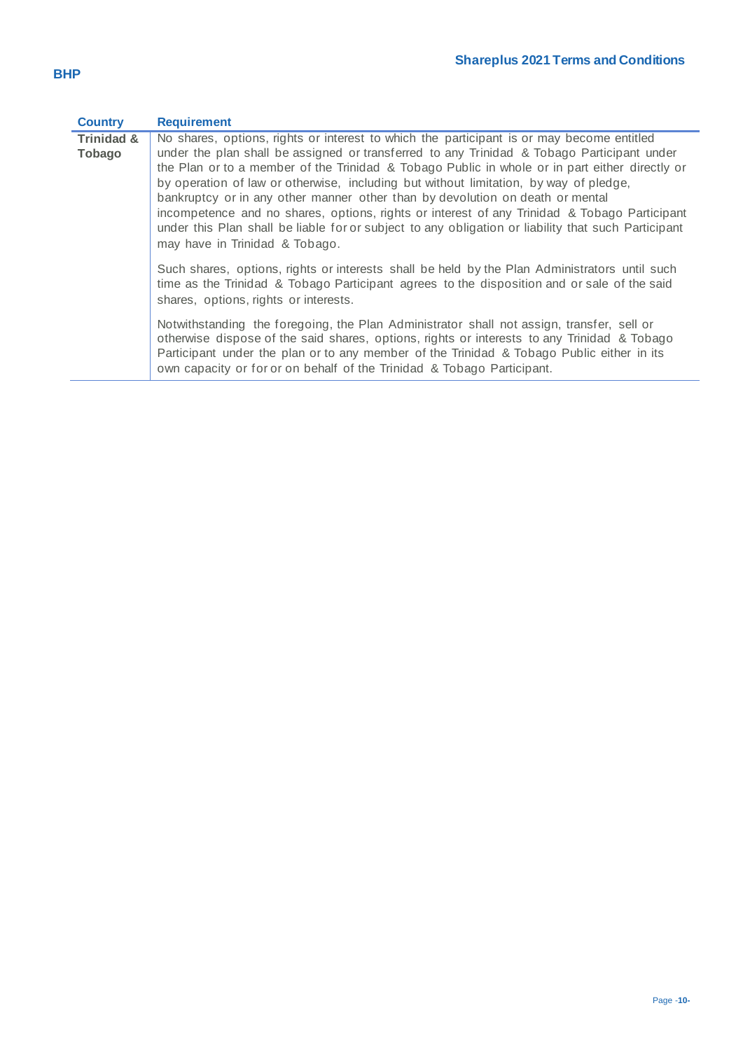| Country | Requirement |
| --- | --- |
| **Trinidad & Tobago** | No shares, options, rights or interest to which the participant is or may become entitled under the plan shall be assigned or transferred to any Trinidad & Tobago Participant under the Plan or to a member of the Trinidad & Tobago Public in whole or in part either directly or by operation of law or otherwise, including but without limitation, by way of pledge, bankruptcy or in any other manner other than by devolution on death or mental incompetence and no shares, options, rights or interest of any Trinidad & Tobago Participant under this Plan shall be liable for or subject to any obligation or liability that such Participant may have in Trinidad & Tobago.<br><br>Such shares, options, rights or interests shall be held by the Plan Administrators until such time as the Trinidad & Tobago Participant agrees to the disposition and or sale of the said shares, options, rights or interests.<br><br>Notwithstanding the foregoing, the Plan Administrator shall not assign, transfer, sell or otherwise dispose of the said shares, options, rights or interests to any Trinidad & Tobago Participant under the plan or to any member of the Trinidad & Tobago Public either in its own capacity or for or on behalf of the Trinidad & Tobago Participant. |